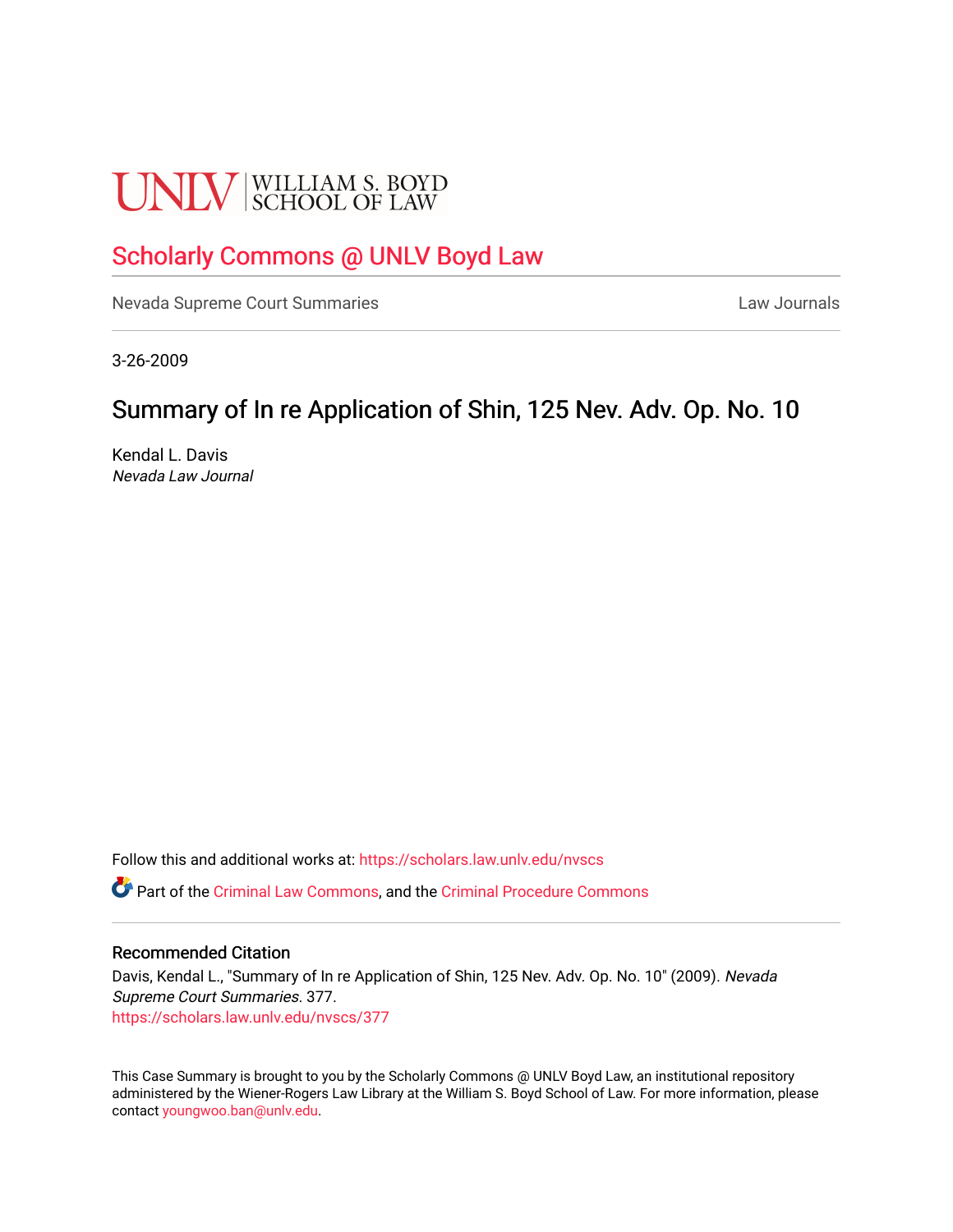UNLV | WILLIAM S. BOYD SCHOOL OF LAW

# Scholarly Commons @ UNLV Boyd Law

Nevada Supreme Court Summaries | Law Journals

3-26-2009

## Summary of In re Application of Shin, 125 Nev. Adv. Op. No. 10

Kendal L. Davis
*Nevada Law Journal*

Follow this and additional works at: https://scholars.law.unlv.edu/nvscs

Part of the Criminal Law Commons, and the Criminal Procedure Commons

### Recommended Citation

Davis, Kendal L., "Summary of In re Application of Shin, 125 Nev. Adv. Op. No. 10" (2009). *Nevada Supreme Court Summaries*. 377.
https://scholars.law.unlv.edu/nvscs/377

This Case Summary is brought to you by the Scholarly Commons @ UNLV Boyd Law, an institutional repository administered by the Wiener-Rogers Law Library at the William S. Boyd School of Law. For more information, please contact youngwoo.ban@unlv.edu.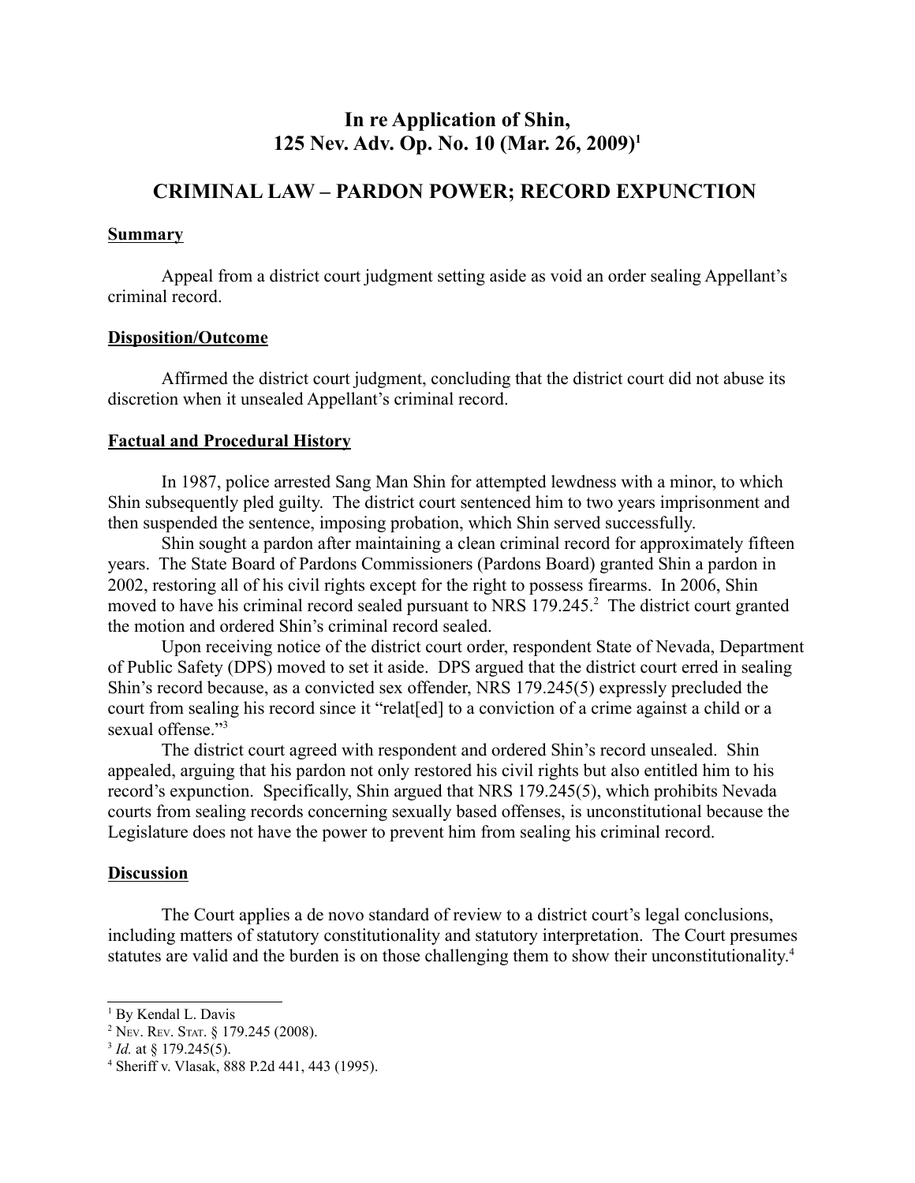# In re Application of Shin, 125 Nev. Adv. Op. No. 10 (Mar. 26, 2009)[1]

## CRIMINAL LAW – PARDON POWER; RECORD EXPUNCTION

### Summary

Appeal from a district court judgment setting aside as void an order sealing Appellant's criminal record.

### Disposition/Outcome

Affirmed the district court judgment, concluding that the district court did not abuse its discretion when it unsealed Appellant's criminal record.

### Factual and Procedural History

In 1987, police arrested Sang Man Shin for attempted lewdness with a minor, to which Shin subsequently pled guilty. The district court sentenced him to two years imprisonment and then suspended the sentence, imposing probation, which Shin served successfully.

Shin sought a pardon after maintaining a clean criminal record for approximately fifteen years. The State Board of Pardons Commissioners (Pardons Board) granted Shin a pardon in 2002, restoring all of his civil rights except for the right to possess firearms. In 2006, Shin moved to have his criminal record sealed pursuant to NRS 179.245.[2] The district court granted the motion and ordered Shin's criminal record sealed.

Upon receiving notice of the district court order, respondent State of Nevada, Department of Public Safety (DPS) moved to set it aside. DPS argued that the district court erred in sealing Shin's record because, as a convicted sex offender, NRS 179.245(5) expressly precluded the court from sealing his record since it "relat[ed] to a conviction of a crime against a child or a sexual offense."[3]

The district court agreed with respondent and ordered Shin's record unsealed. Shin appealed, arguing that his pardon not only restored his civil rights but also entitled him to his record's expunction. Specifically, Shin argued that NRS 179.245(5), which prohibits Nevada courts from sealing records concerning sexually based offenses, is unconstitutional because the Legislature does not have the power to prevent him from sealing his criminal record.

### Discussion

The Court applies a de novo standard of review to a district court's legal conclusions, including matters of statutory constitutionality and statutory interpretation. The Court presumes statutes are valid and the burden is on those challenging them to show their unconstitutionality.[4]

---

[1] By Kendal L. Davis

[2] Nev. Rev. Stat. § 179.245 (2008).

[3] *Id.* at § 179.245(5).

[4] Sheriff v. Vlasak, 888 P.2d 441, 443 (1995).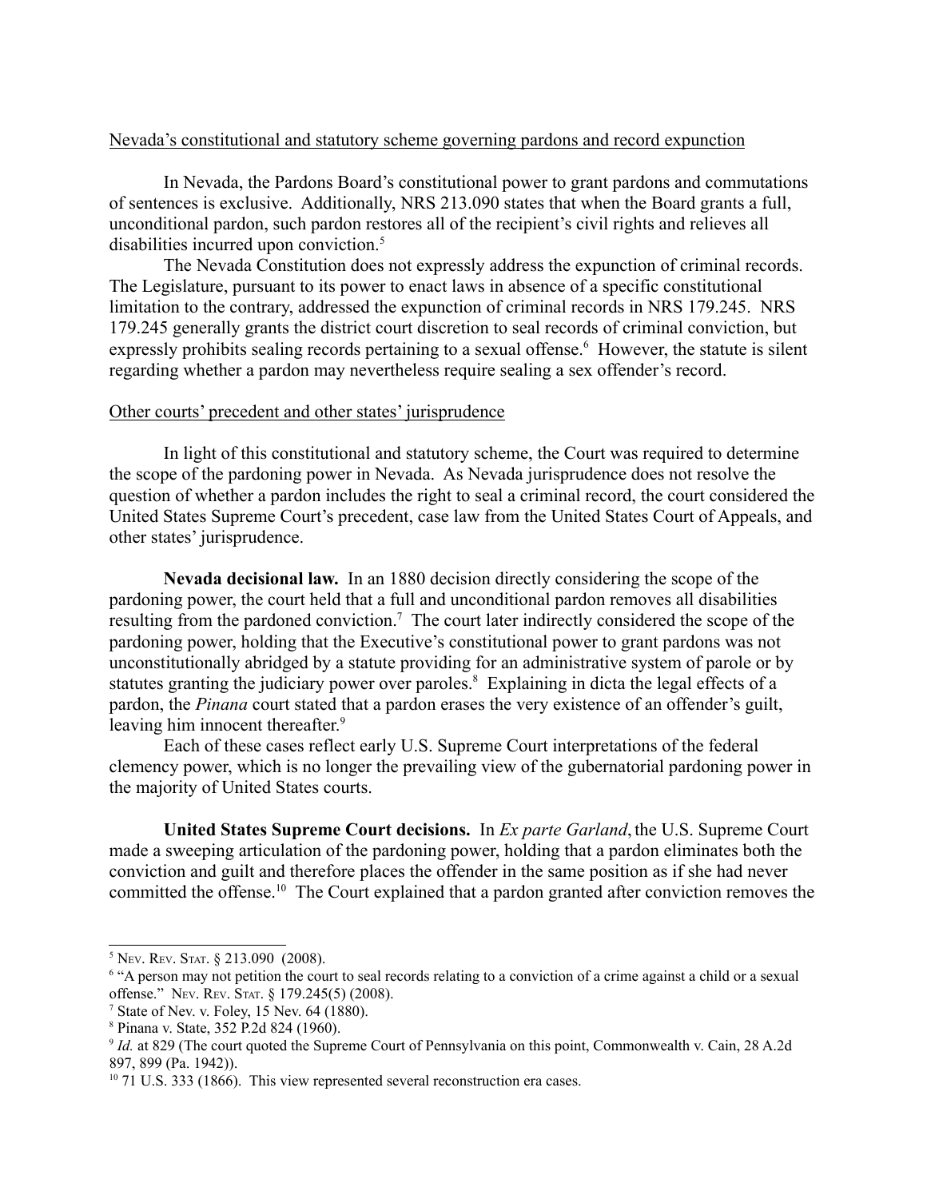Nevada's constitutional and statutory scheme governing pardons and record expunction

In Nevada, the Pardons Board's constitutional power to grant pardons and commutations of sentences is exclusive. Additionally, NRS 213.090 states that when the Board grants a full, unconditional pardon, such pardon restores all of the recipient's civil rights and relieves all disabilities incurred upon conviction.[5]

The Nevada Constitution does not expressly address the expunction of criminal records. The Legislature, pursuant to its power to enact laws in absence of a specific constitutional limitation to the contrary, addressed the expunction of criminal records in NRS 179.245. NRS 179.245 generally grants the district court discretion to seal records of criminal conviction, but expressly prohibits sealing records pertaining to a sexual offense.[6] However, the statute is silent regarding whether a pardon may nevertheless require sealing a sex offender's record.

Other courts' precedent and other states' jurisprudence

In light of this constitutional and statutory scheme, the Court was required to determine the scope of the pardoning power in Nevada. As Nevada jurisprudence does not resolve the question of whether a pardon includes the right to seal a criminal record, the court considered the United States Supreme Court's precedent, case law from the United States Court of Appeals, and other states' jurisprudence.

**Nevada decisional law.** In an 1880 decision directly considering the scope of the pardoning power, the court held that a full and unconditional pardon removes all disabilities resulting from the pardoned conviction.[7] The court later indirectly considered the scope of the pardoning power, holding that the Executive's constitutional power to grant pardons was not unconstitutionally abridged by a statute providing for an administrative system of parole or by statutes granting the judiciary power over paroles.[8] Explaining in dicta the legal effects of a pardon, the *Pinana* court stated that a pardon erases the very existence of an offender's guilt, leaving him innocent thereafter.[9]

Each of these cases reflect early U.S. Supreme Court interpretations of the federal clemency power, which is no longer the prevailing view of the gubernatorial pardoning power in the majority of United States courts.

**United States Supreme Court decisions.** In *Ex parte Garland*, the U.S. Supreme Court made a sweeping articulation of the pardoning power, holding that a pardon eliminates both the conviction and guilt and therefore places the offender in the same position as if she had never committed the offense.[10] The Court explained that a pardon granted after conviction removes the

---

[5] NEV. REV. STAT. § 213.090 (2008).

[6] "A person may not petition the court to seal records relating to a conviction of a crime against a child or a sexual offense." NEV. REV. STAT. § 179.245(5) (2008).

[7] State of Nev. v. Foley, 15 Nev. 64 (1880).

[8] Pinana v. State, 352 P.2d 824 (1960).

[9] *Id.* at 829 (The court quoted the Supreme Court of Pennsylvania on this point, Commonwealth v. Cain, 28 A.2d 897, 899 (Pa. 1942)).

[10] 71 U.S. 333 (1866). This view represented several reconstruction era cases.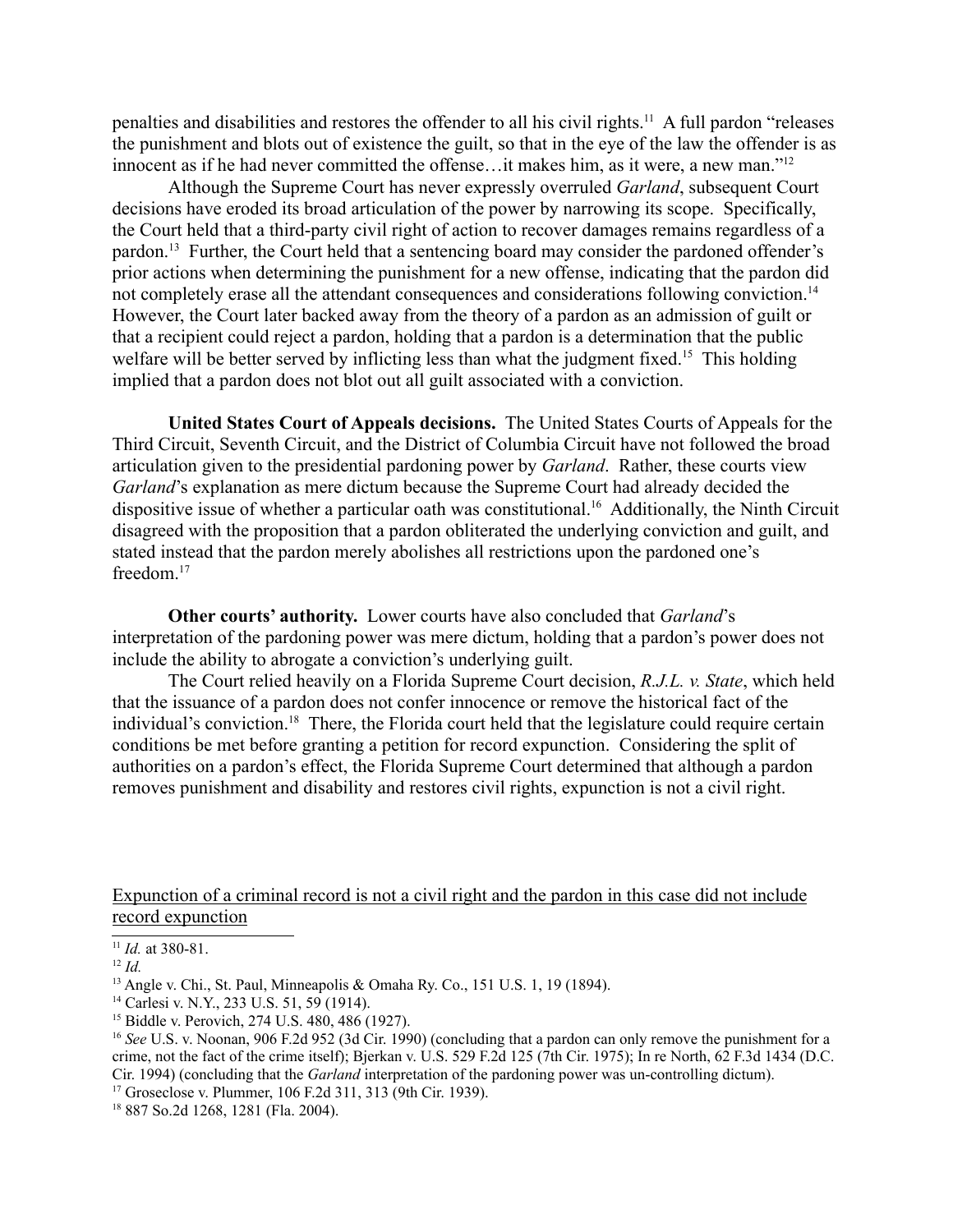penalties and disabilities and restores the offender to all his civil rights.[11] A full pardon "releases the punishment and blots out of existence the guilt, so that in the eye of the law the offender is as innocent as if he had never committed the offense…it makes him, as it were, a new man."[12]

Although the Supreme Court has never expressly overruled *Garland*, subsequent Court decisions have eroded its broad articulation of the power by narrowing its scope. Specifically, the Court held that a third-party civil right of action to recover damages remains regardless of a pardon.[13] Further, the Court held that a sentencing board may consider the pardoned offender's prior actions when determining the punishment for a new offense, indicating that the pardon did not completely erase all the attendant consequences and considerations following conviction.[14] However, the Court later backed away from the theory of a pardon as an admission of guilt or that a recipient could reject a pardon, holding that a pardon is a determination that the public welfare will be better served by inflicting less than what the judgment fixed.[15] This holding implied that a pardon does not blot out all guilt associated with a conviction.

**United States Court of Appeals decisions.** The United States Courts of Appeals for the Third Circuit, Seventh Circuit, and the District of Columbia Circuit have not followed the broad articulation given to the presidential pardoning power by *Garland*. Rather, these courts view *Garland*'s explanation as mere dictum because the Supreme Court had already decided the dispositive issue of whether a particular oath was constitutional.[16] Additionally, the Ninth Circuit disagreed with the proposition that a pardon obliterated the underlying conviction and guilt, and stated instead that the pardon merely abolishes all restrictions upon the pardoned one's freedom.[17]

**Other courts' authority.** Lower courts have also concluded that *Garland*'s interpretation of the pardoning power was mere dictum, holding that a pardon's power does not include the ability to abrogate a conviction's underlying guilt.

The Court relied heavily on a Florida Supreme Court decision, *R.J.L. v. State*, which held that the issuance of a pardon does not confer innocence or remove the historical fact of the individual's conviction.[18] There, the Florida court held that the legislature could require certain conditions be met before granting a petition for record expunction. Considering the split of authorities on a pardon's effect, the Florida Supreme Court determined that although a pardon removes punishment and disability and restores civil rights, expunction is not a civil right.

<u>Expunction of a criminal record is not a civil right and the pardon in this case did not include record expunction</u>

---

[11] *Id.* at 380-81.

[12] *Id.*

[13] Angle v. Chi., St. Paul, Minneapolis & Omaha Ry. Co., 151 U.S. 1, 19 (1894).

[14] Carlesi v. N.Y., 233 U.S. 51, 59 (1914).

[15] Biddle v. Perovich, 274 U.S. 480, 486 (1927).

[16] *See* U.S. v. Noonan, 906 F.2d 952 (3d Cir. 1990) (concluding that a pardon can only remove the punishment for a crime, not the fact of the crime itself); Bjerkan v. U.S. 529 F.2d 125 (7th Cir. 1975); In re North, 62 F.3d 1434 (D.C. Cir. 1994) (concluding that the *Garland* interpretation of the pardoning power was un-controlling dictum).

[17] Groseclose v. Plummer, 106 F.2d 311, 313 (9th Cir. 1939).

[18] 887 So.2d 1268, 1281 (Fla. 2004).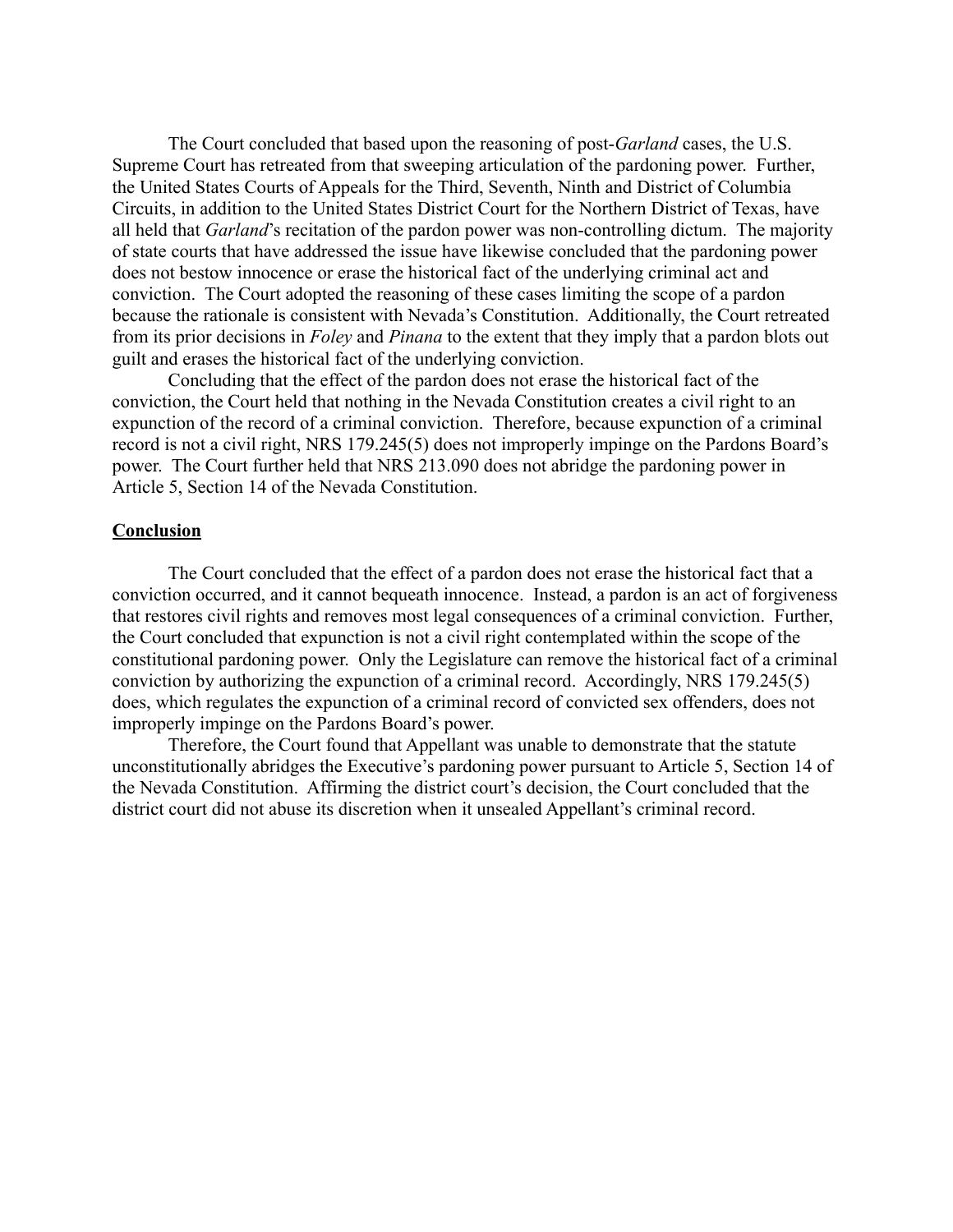The Court concluded that based upon the reasoning of post-*Garland* cases, the U.S. Supreme Court has retreated from that sweeping articulation of the pardoning power. Further, the United States Courts of Appeals for the Third, Seventh, Ninth and District of Columbia Circuits, in addition to the United States District Court for the Northern District of Texas, have all held that *Garland*'s recitation of the pardon power was non-controlling dictum. The majority of state courts that have addressed the issue have likewise concluded that the pardoning power does not bestow innocence or erase the historical fact of the underlying criminal act and conviction. The Court adopted the reasoning of these cases limiting the scope of a pardon because the rationale is consistent with Nevada's Constitution. Additionally, the Court retreated from its prior decisions in *Foley* and *Pinana* to the extent that they imply that a pardon blots out guilt and erases the historical fact of the underlying conviction.

Concluding that the effect of the pardon does not erase the historical fact of the conviction, the Court held that nothing in the Nevada Constitution creates a civil right to an expunction of the record of a criminal conviction. Therefore, because expunction of a criminal record is not a civil right, NRS 179.245(5) does not improperly impinge on the Pardons Board's power. The Court further held that NRS 213.090 does not abridge the pardoning power in Article 5, Section 14 of the Nevada Constitution.

**Conclusion**

The Court concluded that the effect of a pardon does not erase the historical fact that a conviction occurred, and it cannot bequeath innocence. Instead, a pardon is an act of forgiveness that restores civil rights and removes most legal consequences of a criminal conviction. Further, the Court concluded that expunction is not a civil right contemplated within the scope of the constitutional pardoning power. Only the Legislature can remove the historical fact of a criminal conviction by authorizing the expunction of a criminal record. Accordingly, NRS 179.245(5) does, which regulates the expunction of a criminal record of convicted sex offenders, does not improperly impinge on the Pardons Board's power.

Therefore, the Court found that Appellant was unable to demonstrate that the statute unconstitutionally abridges the Executive's pardoning power pursuant to Article 5, Section 14 of the Nevada Constitution. Affirming the district court's decision, the Court concluded that the district court did not abuse its discretion when it unsealed Appellant's criminal record.